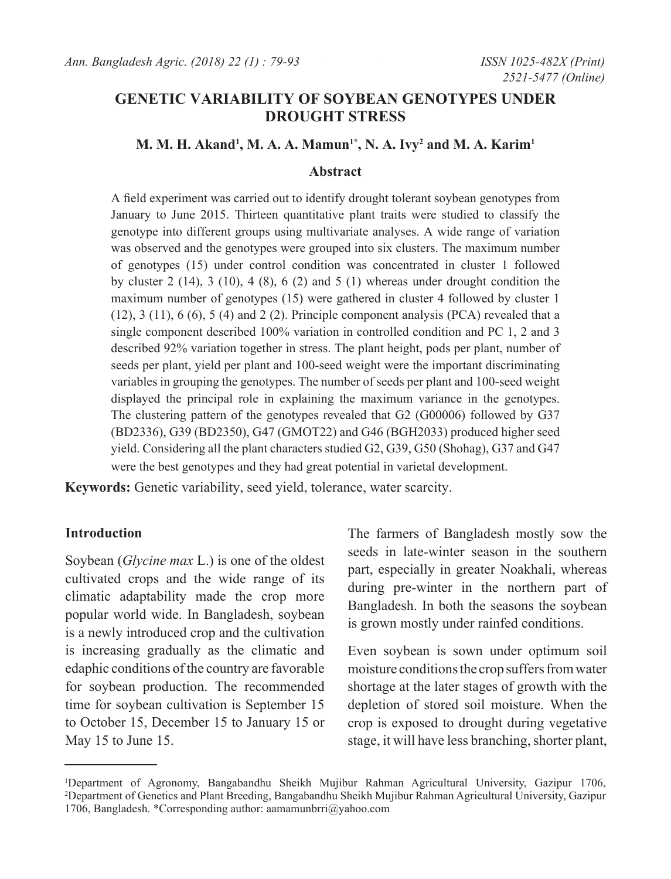# GENETIC VARIABILITY OF SOYBEAN GENOTYPES UNDER DROUGHT STRESS

**M. M. H. Akand[1], M. A. A. Mamun[1*], N. A. Ivy[2] and M. A. Karim[1]**

## Abstract

A field experiment was carried out to identify drought tolerant soybean genotypes from January to June 2015. Thirteen quantitative plant traits were studied to classify the genotype into different groups using multivariate analyses. A wide range of variation was observed and the genotypes were grouped into six clusters. The maximum number of genotypes (15) under control condition was concentrated in cluster 1 followed by cluster 2 (14), 3 (10), 4 (8), 6 (2) and 5 (1) whereas under drought condition the maximum number of genotypes (15) were gathered in cluster 4 followed by cluster 1 (12), 3 (11), 6 (6), 5 (4) and 2 (2). Principle component analysis (PCA) revealed that a single component described 100% variation in controlled condition and PC 1, 2 and 3 described 92% variation together in stress. The plant height, pods per plant, number of seeds per plant, yield per plant and 100-seed weight were the important discriminating variables in grouping the genotypes. The number of seeds per plant and 100-seed weight displayed the principal role in explaining the maximum variance in the genotypes. The clustering pattern of the genotypes revealed that G2 (G00006) followed by G37 (BD2336), G39 (BD2350), G47 (GMOT22) and G46 (BGH2033) produced higher seed yield. Considering all the plant characters studied G2, G39, G50 (Shohag), G37 and G47 were the best genotypes and they had great potential in varietal development.

**Keywords:** Genetic variability, seed yield, tolerance, water scarcity.

## Introduction

Soybean (*Glycine max* L.) is one of the oldest cultivated crops and the wide range of its climatic adaptability made the crop more popular world wide. In Bangladesh, soybean is a newly introduced crop and the cultivation is increasing gradually as the climatic and edaphic conditions of the country are favorable for soybean production. The recommended time for soybean cultivation is September 15 to October 15, December 15 to January 15 or May 15 to June 15.

The farmers of Bangladesh mostly sow the seeds in late-winter season in the southern part, especially in greater Noakhali, whereas during pre-winter in the northern part of Bangladesh. In both the seasons the soybean is grown mostly under rainfed conditions.

Even soybean is sown under optimum soil moisture conditions the crop suffers from water shortage at the later stages of growth with the depletion of stored soil moisture. When the crop is exposed to drought during vegetative stage, it will have less branching, shorter plant,

---

[1]Department of Agronomy, Bangabandhu Sheikh Mujibur Rahman Agricultural University, Gazipur 1706, [2]Department of Genetics and Plant Breeding, Bangabandhu Sheikh Mujibur Rahman Agricultural University, Gazipur 1706, Bangladesh. *Corresponding author: aamamunbrri@yahoo.com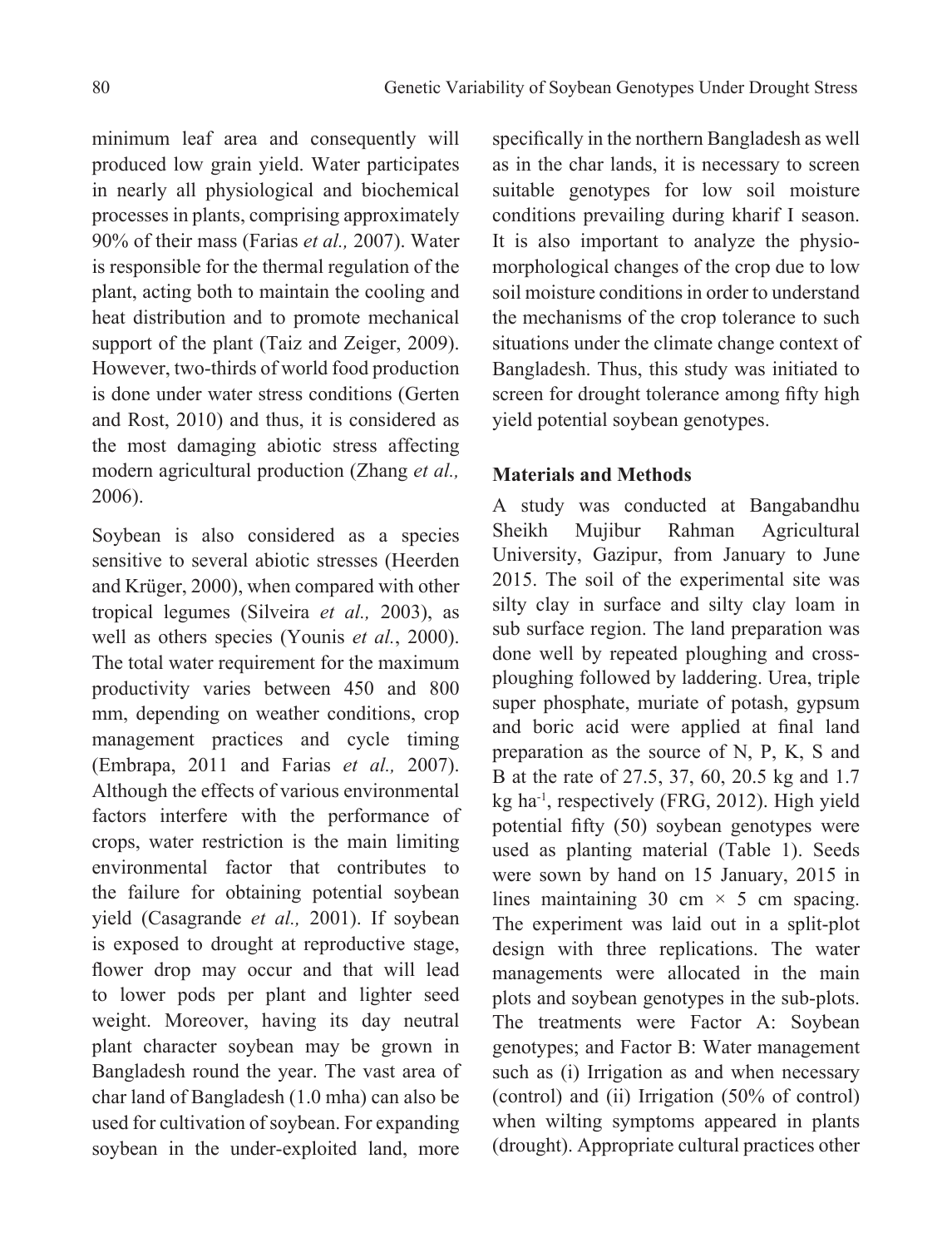minimum leaf area and consequently will produced low grain yield. Water participates in nearly all physiological and biochemical processes in plants, comprising approximately 90% of their mass (Farias *et al.,* 2007). Water is responsible for the thermal regulation of the plant, acting both to maintain the cooling and heat distribution and to promote mechanical support of the plant (Taiz and Zeiger, 2009). However, two-thirds of world food production is done under water stress conditions (Gerten and Rost, 2010) and thus, it is considered as the most damaging abiotic stress affecting modern agricultural production (Zhang *et al.,* 2006).

Soybean is also considered as a species sensitive to several abiotic stresses (Heerden and Krüger, 2000), when compared with other tropical legumes (Silveira *et al.,* 2003), as well as others species (Younis *et al.*, 2000). The total water requirement for the maximum productivity varies between 450 and 800 mm, depending on weather conditions, crop management practices and cycle timing (Embrapa, 2011 and Farias *et al.,* 2007). Although the effects of various environmental factors interfere with the performance of crops, water restriction is the main limiting environmental factor that contributes to the failure for obtaining potential soybean yield (Casagrande *et al.,* 2001). If soybean is exposed to drought at reproductive stage, flower drop may occur and that will lead to lower pods per plant and lighter seed weight. Moreover, having its day neutral plant character soybean may be grown in Bangladesh round the year. The vast area of char land of Bangladesh (1.0 mha) can also be used for cultivation of soybean. For expanding soybean in the under-exploited land, more specifically in the northern Bangladesh as well as in the char lands, it is necessary to screen suitable genotypes for low soil moisture conditions prevailing during kharif I season. It is also important to analyze the physio-morphological changes of the crop due to low soil moisture conditions in order to understand the mechanisms of the crop tolerance to such situations under the climate change context of Bangladesh. Thus, this study was initiated to screen for drought tolerance among fifty high yield potential soybean genotypes.

## Materials and Methods

A study was conducted at Bangabandhu Sheikh Mujibur Rahman Agricultural University, Gazipur, from January to June 2015. The soil of the experimental site was silty clay in surface and silty clay loam in sub surface region. The land preparation was done well by repeated ploughing and cross-ploughing followed by laddering. Urea, triple super phosphate, muriate of potash, gypsum and boric acid were applied at final land preparation as the source of N, P, K, S and B at the rate of 27.5, 37, 60, 20.5 kg and 1.7 kg ha$^{-1}$, respectively (FRG, 2012). High yield potential fifty (50) soybean genotypes were used as planting material (Table 1). Seeds were sown by hand on 15 January, 2015 in lines maintaining 30 cm × 5 cm spacing. The experiment was laid out in a split-plot design with three replications. The water managements were allocated in the main plots and soybean genotypes in the sub-plots. The treatments were Factor A: Soybean genotypes; and Factor B: Water management such as (i) Irrigation as and when necessary (control) and (ii) Irrigation (50% of control) when wilting symptoms appeared in plants (drought). Appropriate cultural practices other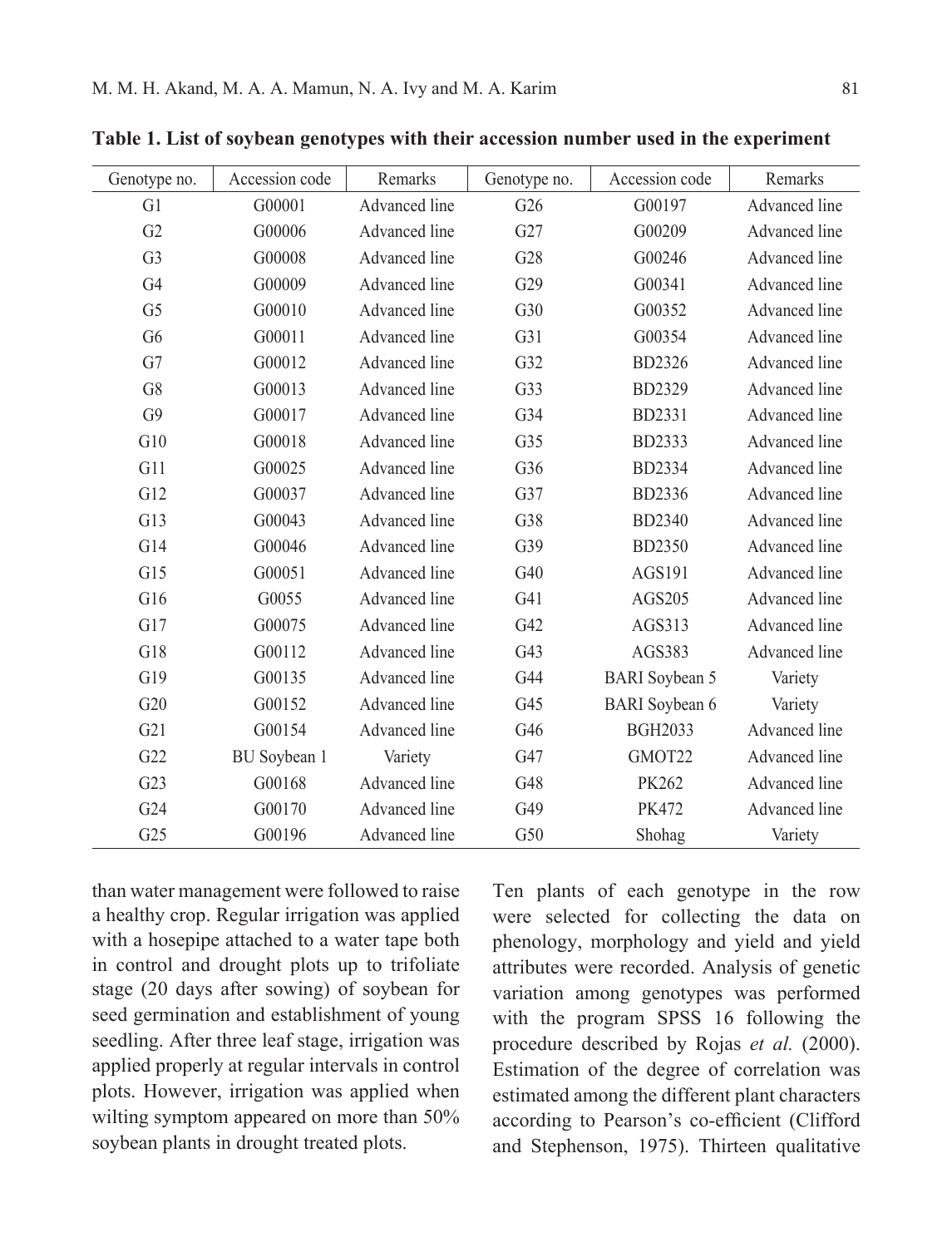**Table 1. List of soybean genotypes with their accession number used in the experiment**

| Genotype no. | Accession code | Remarks | Genotype no. | Accession code | Remarks |
|---|---|---|---|---|---|
| G1 | G00001 | Advanced line | G26 | G00197 | Advanced line |
| G2 | G00006 | Advanced line | G27 | G00209 | Advanced line |
| G3 | G00008 | Advanced line | G28 | G00246 | Advanced line |
| G4 | G00009 | Advanced line | G29 | G00341 | Advanced line |
| G5 | G00010 | Advanced line | G30 | G00352 | Advanced line |
| G6 | G00011 | Advanced line | G31 | G00354 | Advanced line |
| G7 | G00012 | Advanced line | G32 | BD2326 | Advanced line |
| G8 | G00013 | Advanced line | G33 | BD2329 | Advanced line |
| G9 | G00017 | Advanced line | G34 | BD2331 | Advanced line |
| G10 | G00018 | Advanced line | G35 | BD2333 | Advanced line |
| G11 | G00025 | Advanced line | G36 | BD2334 | Advanced line |
| G12 | G00037 | Advanced line | G37 | BD2336 | Advanced line |
| G13 | G00043 | Advanced line | G38 | BD2340 | Advanced line |
| G14 | G00046 | Advanced line | G39 | BD2350 | Advanced line |
| G15 | G00051 | Advanced line | G40 | AGS191 | Advanced line |
| G16 | G0055 | Advanced line | G41 | AGS205 | Advanced line |
| G17 | G00075 | Advanced line | G42 | AGS313 | Advanced line |
| G18 | G00112 | Advanced line | G43 | AGS383 | Advanced line |
| G19 | G00135 | Advanced line | G44 | BARI Soybean 5 | Variety |
| G20 | G00152 | Advanced line | G45 | BARI Soybean 6 | Variety |
| G21 | G00154 | Advanced line | G46 | BGH2033 | Advanced line |
| G22 | BU Soybean 1 | Variety | G47 | GMOT22 | Advanced line |
| G23 | G00168 | Advanced line | G48 | PK262 | Advanced line |
| G24 | G00170 | Advanced line | G49 | PK472 | Advanced line |
| G25 | G00196 | Advanced line | G50 | Shohag | Variety |

than water management were followed to raise a healthy crop. Regular irrigation was applied with a hosepipe attached to a water tape both in control and drought plots up to trifoliate stage (20 days after sowing) of soybean for seed germination and establishment of young seedling. After three leaf stage, irrigation was applied properly at regular intervals in control plots. However, irrigation was applied when wilting symptom appeared on more than 50% soybean plants in drought treated plots.

Ten plants of each genotype in the row were selected for collecting the data on phenology, morphology and yield and yield attributes were recorded. Analysis of genetic variation among genotypes was performed with the program SPSS 16 following the procedure described by Rojas *et al.* (2000). Estimation of the degree of correlation was estimated among the different plant characters according to Pearson's co-efficient (Clifford and Stephenson, 1975). Thirteen qualitative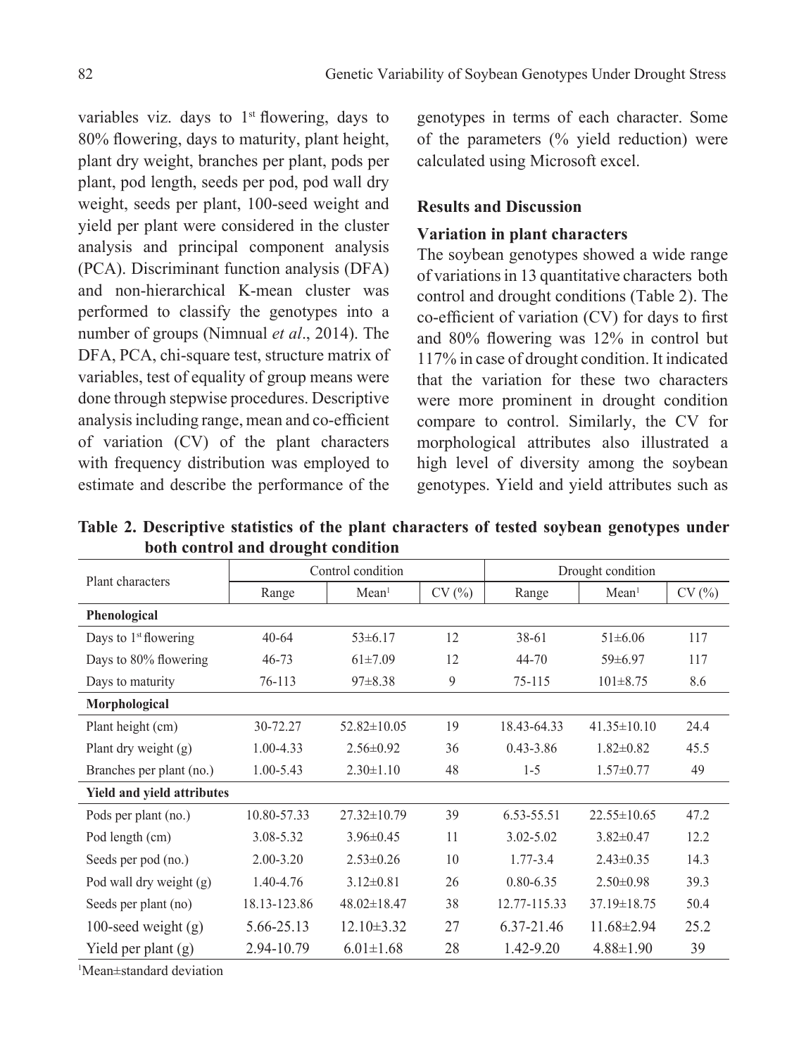variables viz. days to 1st flowering, days to 80% flowering, days to maturity, plant height, plant dry weight, branches per plant, pods per plant, pod length, seeds per pod, pod wall dry weight, seeds per plant, 100-seed weight and yield per plant were considered in the cluster analysis and principal component analysis (PCA). Discriminant function analysis (DFA) and non-hierarchical K-mean cluster was performed to classify the genotypes into a number of groups (Nimnual *et al*., 2014). The DFA, PCA, chi-square test, structure matrix of variables, test of equality of group means were done through stepwise procedures. Descriptive analysis including range, mean and co-efficient of variation (CV) of the plant characters with frequency distribution was employed to estimate and describe the performance of the genotypes in terms of each character. Some of the parameters (% yield reduction) were calculated using Microsoft excel.

## Results and Discussion

### Variation in plant characters

The soybean genotypes showed a wide range of variations in 13 quantitative characters both control and drought conditions (Table 2). The co-efficient of variation (CV) for days to first and 80% flowering was 12% in control but 117% in case of drought condition. It indicated that the variation for these two characters were more prominent in drought condition compare to control. Similarly, the CV for morphological attributes also illustrated a high level of diversity among the soybean genotypes. Yield and yield attributes such as

**Table 2. Descriptive statistics of the plant characters of tested soybean genotypes under both control and drought condition**

| Plant characters | Control condition | | | Drought condition | | |
|---|---|---|---|---|---|---|
| | Range | Mean[1] | CV (%) | Range | Mean[1] | CV (%) |
| **Phenological** | | | | | | |
| Days to 1st flowering | 40-64 | 53±6.17 | 12 | 38-61 | 51±6.06 | 117 |
| Days to 80% flowering | 46-73 | 61±7.09 | 12 | 44-70 | 59±6.97 | 117 |
| Days to maturity | 76-113 | 97±8.38 | 9 | 75-115 | 101±8.75 | 8.6 |
| **Morphological** | | | | | | |
| Plant height (cm) | 30-72.27 | 52.82±10.05 | 19 | 18.43-64.33 | 41.35±10.10 | 24.4 |
| Plant dry weight (g) | 1.00-4.33 | 2.56±0.92 | 36 | 0.43-3.86 | 1.82±0.82 | 45.5 |
| Branches per plant (no.) | 1.00-5.43 | 2.30±1.10 | 48 | 1-5 | 1.57±0.77 | 49 |
| **Yield and yield attributes** | | | | | | |
| Pods per plant (no.) | 10.80-57.33 | 27.32±10.79 | 39 | 6.53-55.51 | 22.55±10.65 | 47.2 |
| Pod length (cm) | 3.08-5.32 | 3.96±0.45 | 11 | 3.02-5.02 | 3.82±0.47 | 12.2 |
| Seeds per pod (no.) | 2.00-3.20 | 2.53±0.26 | 10 | 1.77-3.4 | 2.43±0.35 | 14.3 |
| Pod wall dry weight (g) | 1.40-4.76 | 3.12±0.81 | 26 | 0.80-6.35 | 2.50±0.98 | 39.3 |
| Seeds per plant (no) | 18.13-123.86 | 48.02±18.47 | 38 | 12.77-115.33 | 37.19±18.75 | 50.4 |
| 100-seed weight (g) | 5.66-25.13 | 12.10±3.32 | 27 | 6.37-21.46 | 11.68±2.94 | 25.2 |
| Yield per plant (g) | 2.94-10.79 | 6.01±1.68 | 28 | 1.42-9.20 | 4.88±1.90 | 39 |

[1]Mean±standard deviation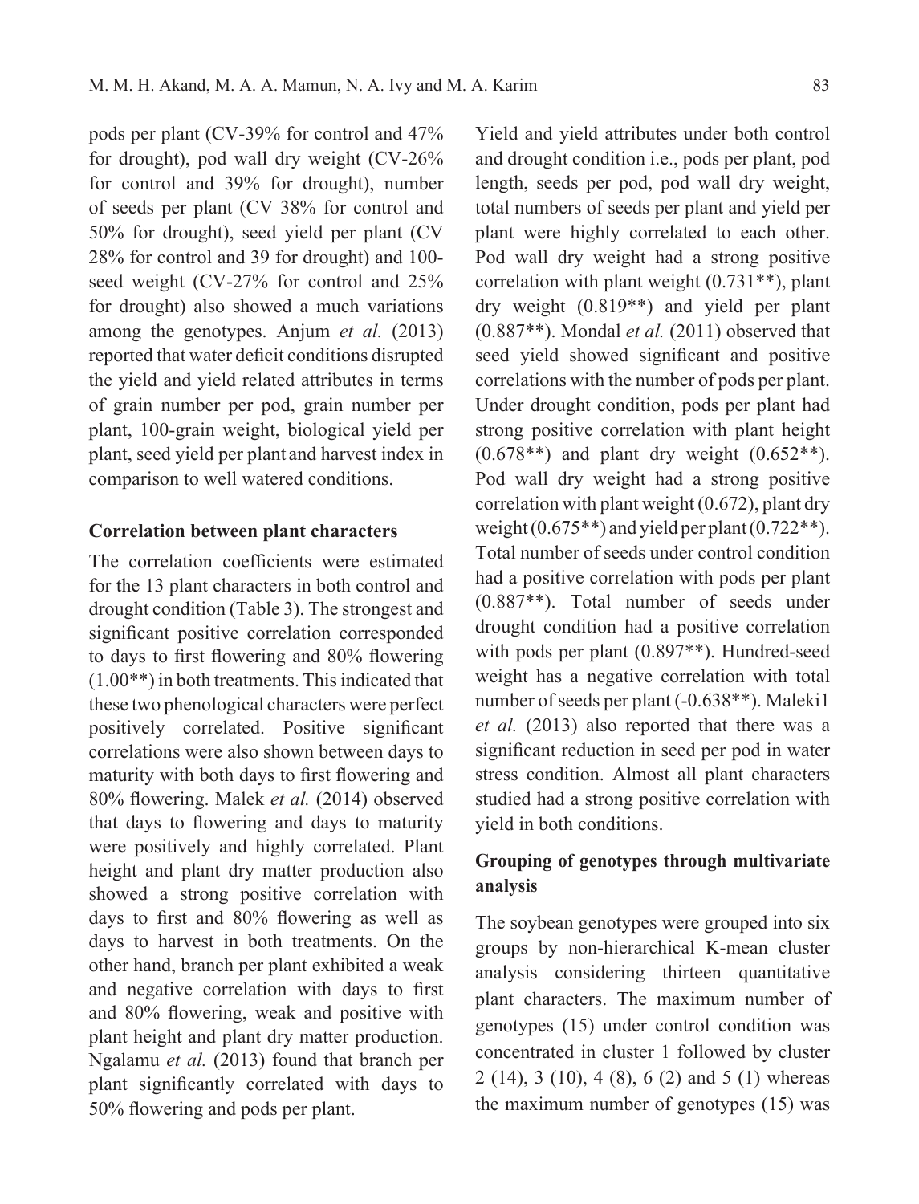pods per plant (CV-39% for control and 47% for drought), pod wall dry weight (CV-26% for control and 39% for drought), number of seeds per plant (CV 38% for control and 50% for drought), seed yield per plant (CV 28% for control and 39 for drought) and 100-seed weight (CV-27% for control and 25% for drought) also showed a much variations among the genotypes. Anjum *et al.* (2013) reported that water deficit conditions disrupted the yield and yield related attributes in terms of grain number per pod, grain number per plant, 100-grain weight, biological yield per plant, seed yield per plant and harvest index in comparison to well watered conditions.

**Correlation between plant characters**

The correlation coefficients were estimated for the 13 plant characters in both control and drought condition (Table 3). The strongest and significant positive correlation corresponded to days to first flowering and 80% flowering (1.00**) in both treatments. This indicated that these two phenological characters were perfect positively correlated. Positive significant correlations were also shown between days to maturity with both days to first flowering and 80% flowering. Malek *et al.* (2014) observed that days to flowering and days to maturity were positively and highly correlated. Plant height and plant dry matter production also showed a strong positive correlation with days to first and 80% flowering as well as days to harvest in both treatments. On the other hand, branch per plant exhibited a weak and negative correlation with days to first and 80% flowering, weak and positive with plant height and plant dry matter production. Ngalamu *et al.* (2013) found that branch per plant significantly correlated with days to 50% flowering and pods per plant.

Yield and yield attributes under both control and drought condition i.e., pods per plant, pod length, seeds per pod, pod wall dry weight, total numbers of seeds per plant and yield per plant were highly correlated to each other. Pod wall dry weight had a strong positive correlation with plant weight (0.731**), plant dry weight (0.819**) and yield per plant (0.887**). Mondal *et al.* (2011) observed that seed yield showed significant and positive correlations with the number of pods per plant. Under drought condition, pods per plant had strong positive correlation with plant height (0.678**) and plant dry weight (0.652**). Pod wall dry weight had a strong positive correlation with plant weight (0.672), plant dry weight (0.675**) and yield per plant (0.722**). Total number of seeds under control condition had a positive correlation with pods per plant (0.887**). Total number of seeds under drought condition had a positive correlation with pods per plant (0.897**). Hundred-seed weight has a negative correlation with total number of seeds per plant (-0.638**). Maleki1 *et al.* (2013) also reported that there was a significant reduction in seed per pod in water stress condition. Almost all plant characters studied had a strong positive correlation with yield in both conditions.

**Grouping of genotypes through multivariate analysis**

The soybean genotypes were grouped into six groups by non-hierarchical K-mean cluster analysis considering thirteen quantitative plant characters. The maximum number of genotypes (15) under control condition was concentrated in cluster 1 followed by cluster 2 (14), 3 (10), 4 (8), 6 (2) and 5 (1) whereas the maximum number of genotypes (15) was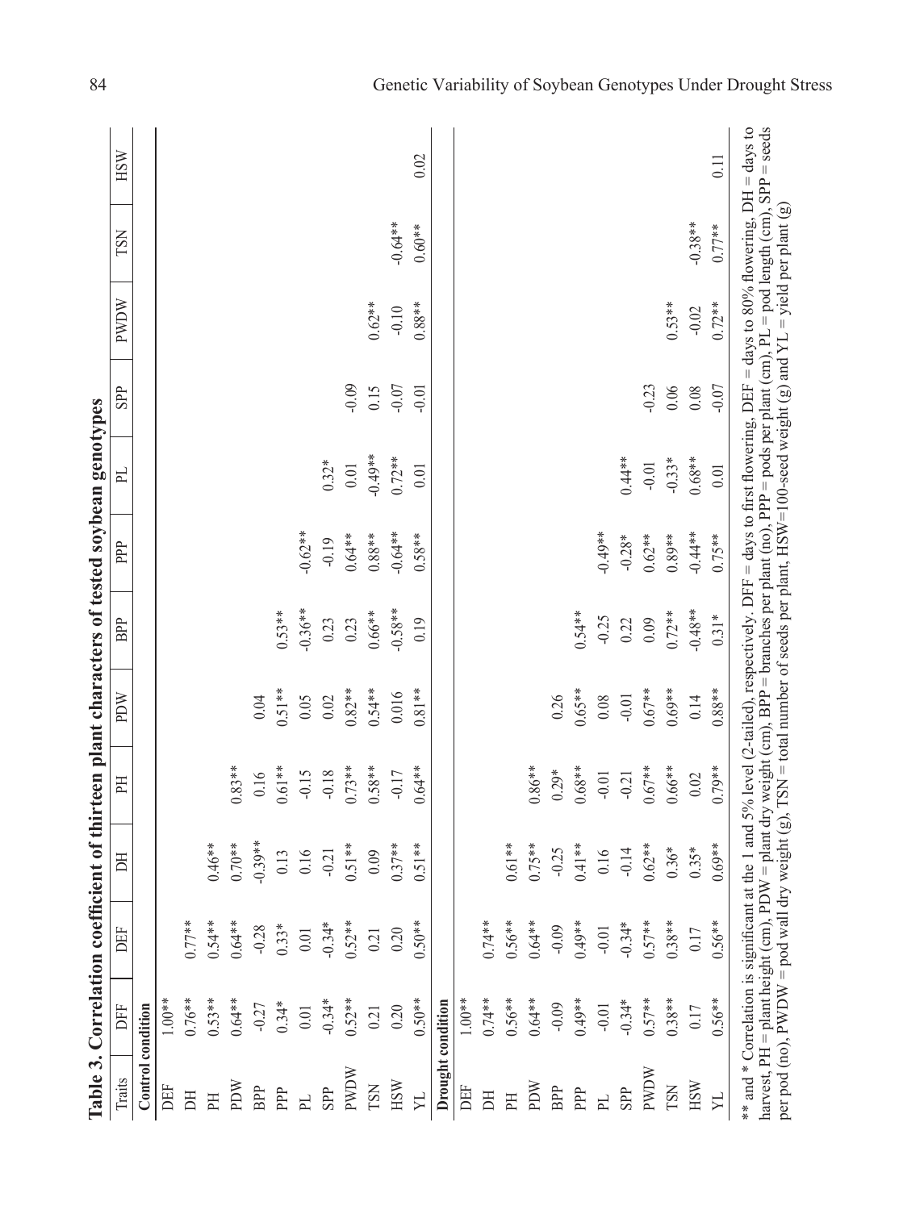**Table 3. Correlation coefficient of thirteen plant characters of tested soybean genotypes**

| Traits | DFF | DEF | DH | PH | PDW | BPP | PPP | PL | SPP | PWDW | TSN | HSW |
|---|---|---|---|---|---|---|---|---|---|---|---|---|
| **Control condition** | | | | | | | | | | | | |
| DEF | 1.00** | | | | | | | | | | | |
| DH | 0.76** | 0.77** | | | | | | | | | | |
| PH | 0.53** | 0.54** | 0.46** | | | | | | | | | |
| PDW | 0.64** | 0.64** | 0.70** | 0.83** | | | | | | | | |
| BPP | -0.27 | -0.28 | -0.39** | 0.16 | 0.04 | | | | | | | |
| PPP | 0.34* | 0.33* | 0.13 | 0.61** | 0.51** | 0.53** | | | | | | |
| PL | 0.01 | 0.01 | 0.16 | -0.15 | 0.05 | -0.36** | -0.62** | | | | | |
| SPP | -0.34* | -0.34* | -0.21 | -0.18 | 0.02 | 0.23 | -0.19 | 0.32* | | | | |
| PWDW | 0.52** | 0.52** | 0.51** | 0.73** | 0.82** | 0.23 | 0.64** | 0.01 | -0.09 | | | |
| TSN | 0.21 | 0.21 | 0.09 | 0.58** | 0.54** | 0.66** | 0.88** | -0.49** | 0.15 | 0.62** | | |
| HSW | 0.20 | 0.20 | 0.37** | -0.17 | 0.016 | -0.58** | -0.64** | 0.72** | -0.07 | -0.10 | -0.64** | |
| YL | 0.50** | 0.50** | 0.51** | 0.64** | 0.81** | 0.19 | 0.58** | 0.01 | -0.01 | 0.88** | 0.60** | 0.02 |
| **Drought condition** | | | | | | | | | | | | |
| DEF | 1.00** | | | | | | | | | | | |
| DH | 0.74** | 0.74** | | | | | | | | | | |
| PH | 0.56** | 0.56** | 0.61** | | | | | | | | | |
| PDW | 0.64** | 0.64** | 0.75** | 0.86** | | | | | | | | |
| BPP | -0.09 | -0.09 | -0.25 | 0.29* | 0.26 | | | | | | | |
| PPP | 0.49** | 0.49** | 0.41** | 0.68** | 0.65** | 0.54** | | | | | | |
| PL | -0.01 | -0.01 | 0.16 | -0.01 | 0.08 | -0.25 | -0.49** | | | | | |
| SPP | -0.34* | -0.34* | -0.14 | -0.21 | -0.01 | 0.22 | -0.28* | 0.44** | | | | |
| PWDW | 0.57** | 0.57** | 0.62** | 0.67** | 0.67** | 0.09 | 0.62** | -0.01 | -0.23 | | | |
| TSN | 0.38** | 0.38** | 0.36* | 0.66** | 0.69** | 0.72** | 0.89** | -0.33* | 0.06 | 0.53** | | |
| HSW | 0.17 | 0.17 | 0.35* | 0.02 | 0.14 | -0.48** | -0.44** | 0.68** | 0.08 | -0.02 | -0.38** | |
| YL | 0.56** | 0.56** | 0.69** | 0.79** | 0.88** | 0.31* | 0.75** | 0.01 | -0.07 | 0.72** | 0.77** | 0.11 |

** and * Correlation is significant at the 1 and 5% level (2-tailed), respectively. DFF = days to first flowering, DEF = days to 80% flowering, DH = days to harvest, PH = plant height (cm), PDW = plant dry weight (cm), BPP = branches per plant (no), PPP = pods per plant (no), PL = pod length (cm), SPP = seeds per pod (no), PWDW = pod wall dry weight (g), TSN = total number of seeds per plant, HSW=100-seed weight (g) and YL = yield per plant (g)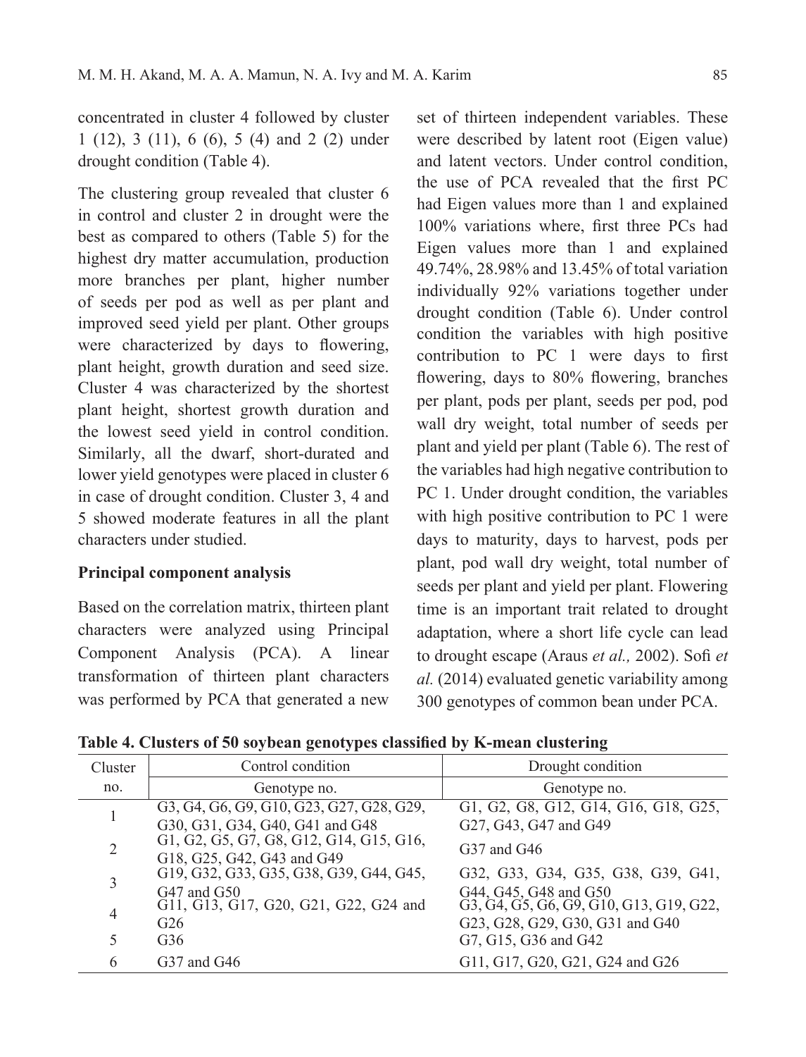concentrated in cluster 4 followed by cluster 1 (12), 3 (11), 6 (6), 5 (4) and 2 (2) under drought condition (Table 4).

The clustering group revealed that cluster 6 in control and cluster 2 in drought were the best as compared to others (Table 5) for the highest dry matter accumulation, production more branches per plant, higher number of seeds per pod as well as per plant and improved seed yield per plant. Other groups were characterized by days to flowering, plant height, growth duration and seed size. Cluster 4 was characterized by the shortest plant height, shortest growth duration and the lowest seed yield in control condition. Similarly, all the dwarf, short-durated and lower yield genotypes were placed in cluster 6 in case of drought condition. Cluster 3, 4 and 5 showed moderate features in all the plant characters under studied.

**Principal component analysis**

Based on the correlation matrix, thirteen plant characters were analyzed using Principal Component Analysis (PCA). A linear transformation of thirteen plant characters was performed by PCA that generated a new set of thirteen independent variables. These were described by latent root (Eigen value) and latent vectors. Under control condition, the use of PCA revealed that the first PC had Eigen values more than 1 and explained 100% variations where, first three PCs had Eigen values more than 1 and explained 49.74%, 28.98% and 13.45% of total variation individually 92% variations together under drought condition (Table 6). Under control condition the variables with high positive contribution to PC 1 were days to first flowering, days to 80% flowering, branches per plant, pods per plant, seeds per pod, pod wall dry weight, total number of seeds per plant and yield per plant (Table 6). The rest of the variables had high negative contribution to PC 1. Under drought condition, the variables with high positive contribution to PC 1 were days to maturity, days to harvest, pods per plant, pod wall dry weight, total number of seeds per plant and yield per plant. Flowering time is an important trait related to drought adaptation, where a short life cycle can lead to drought escape (Araus *et al.,* 2002). Sofi *et al.* (2014) evaluated genetic variability among 300 genotypes of common bean under PCA.

**Table 4. Clusters of 50 soybean genotypes classified by K-mean clustering**

| Cluster no. | Control condition | Drought condition |
|---|---|---|
| | Genotype no. | Genotype no. |
| 1 | G3, G4, G6, G9, G10, G23, G27, G28, G29, G30, G31, G34, G40, G41 and G48 | G1, G2, G8, G12, G14, G16, G18, G25, G27, G43, G47 and G49 |
| 2 | G1, G2, G5, G7, G8, G12, G14, G15, G16, G18, G25, G42, G43 and G49 | G37 and G46 |
| 3 | G19, G32, G33, G35, G38, G39, G44, G45, G47 and G50 | G32, G33, G34, G35, G38, G39, G41, G44, G45, G48 and G50 |
| 4 | G11, G13, G17, G20, G21, G22, G24 and G26 | G3, G4, G5, G6, G9, G10, G13, G19, G22, G23, G28, G29, G30, G31 and G40 |
| 5 | G36 | G7, G15, G36 and G42 |
| 6 | G37 and G46 | G11, G17, G20, G21, G24 and G26 |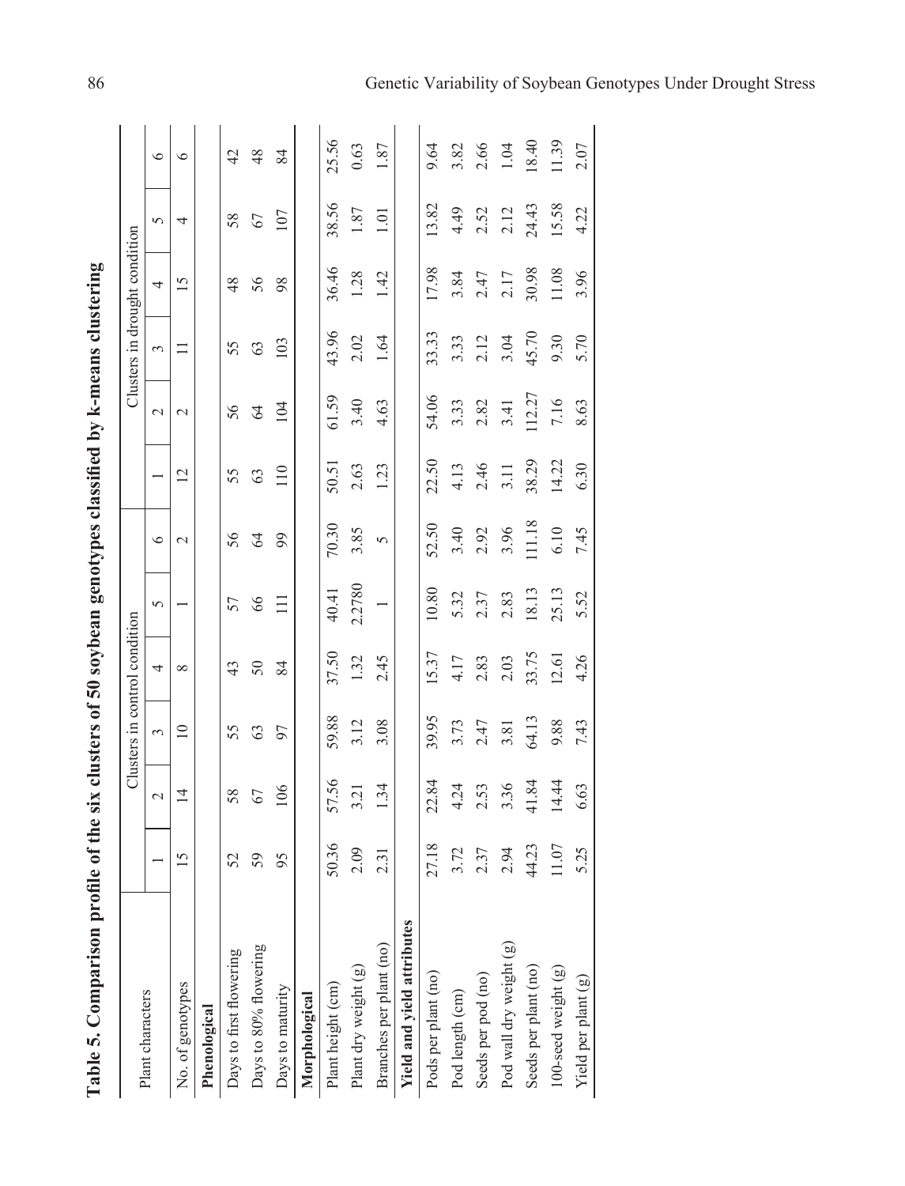**Table 5. Comparison profile of the six clusters of 50 soybean genotypes classified by k-means clustering**

| Plant characters | Clusters in control condition | | | | | | Clusters in drought condition | | | | | |
|---|---|---|---|---|---|---|---|---|---|---|---|---|
| | 1 | 2 | 3 | 4 | 5 | 6 | 1 | 2 | 3 | 4 | 5 | 6 |
| No. of genotypes | 15 | 14 | 10 | 8 | 1 | 2 | 12 | 2 | 11 | 15 | 4 | 6 |
| **Phenological** | | | | | | | | | | | | |
| Days to first flowering | 52 | 58 | 55 | 43 | 57 | 56 | 55 | 56 | 55 | 48 | 58 | 42 |
| Days to 80% flowering | 59 | 67 | 63 | 50 | 66 | 64 | 63 | 64 | 63 | 56 | 67 | 48 |
| Days to maturity | 95 | 106 | 97 | 84 | 111 | 99 | 110 | 104 | 103 | 98 | 107 | 84 |
| **Morphological** | | | | | | | | | | | | |
| Plant height (cm) | 50.36 | 57.56 | 59.88 | 37.50 | 40.41 | 70.30 | 50.51 | 61.59 | 43.96 | 36.46 | 38.56 | 25.56 |
| Plant dry weight (g) | 2.09 | 3.21 | 3.12 | 1.32 | 2.2780 | 3.85 | 2.63 | 3.40 | 2.02 | 1.28 | 1.87 | 0.63 |
| Branches per plant (no) | 2.31 | 1.34 | 3.08 | 2.45 | 1 | 5 | 1.23 | 4.63 | 1.64 | 1.42 | 1.01 | 1.87 |
| **Yield and yield attributes** | | | | | | | | | | | | |
| Pods per plant (no) | 27.18 | 22.84 | 39.95 | 15.37 | 10.80 | 52.50 | 22.50 | 54.06 | 33.33 | 17.98 | 13.82 | 9.64 |
| Pod length (cm) | 3.72 | 4.24 | 3.73 | 4.17 | 5.32 | 3.40 | 4.13 | 3.33 | 3.33 | 3.84 | 4.49 | 3.82 |
| Seeds per pod (no) | 2.37 | 2.53 | 2.47 | 2.83 | 2.37 | 2.92 | 2.46 | 2.82 | 2.12 | 2.47 | 2.52 | 2.66 |
| Pod wall dry weight (g) | 2.94 | 3.36 | 3.81 | 2.03 | 2.83 | 3.96 | 3.11 | 3.41 | 3.04 | 2.17 | 2.12 | 1.04 |
| Seeds per plant (no) | 44.23 | 41.84 | 64.13 | 33.75 | 18.13 | 111.18 | 38.29 | 112.27 | 45.70 | 30.98 | 24.43 | 18.40 |
| 100-seed weight (g) | 11.07 | 14.44 | 9.88 | 12.61 | 25.13 | 6.10 | 14.22 | 7.16 | 9.30 | 11.08 | 15.58 | 11.39 |
| Yield per plant (g) | 5.25 | 6.63 | 7.43 | 4.26 | 5.52 | 7.45 | 6.30 | 8.63 | 5.70 | 3.96 | 4.22 | 2.07 |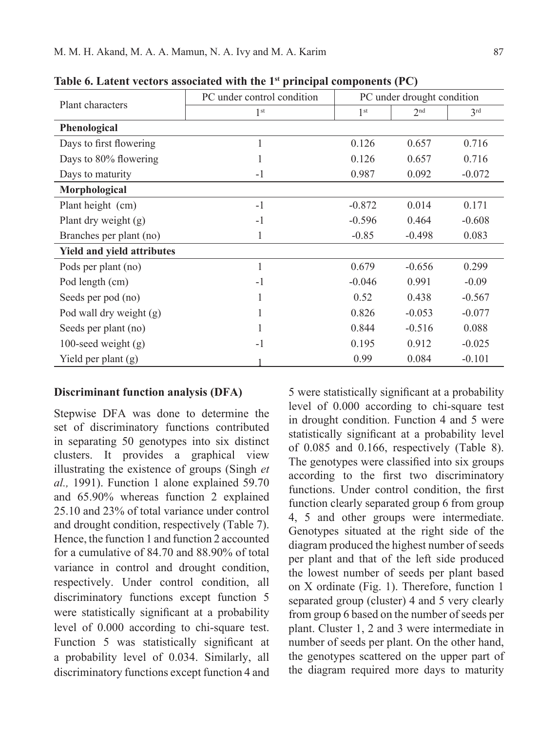**Table 6. Latent vectors associated with the 1st principal components (PC)**

| Plant characters | PC under control condition | PC under drought condition | | |
|---|---|---|---|---|
| | 1st | 1st | 2nd | 3rd |
| **Phenological** | | | | |
| Days to first flowering | 1 | 0.126 | 0.657 | 0.716 |
| Days to 80% flowering | 1 | 0.126 | 0.657 | 0.716 |
| Days to maturity | -1 | 0.987 | 0.092 | -0.072 |
| **Morphological** | | | | |
| Plant height (cm) | -1 | -0.872 | 0.014 | 0.171 |
| Plant dry weight (g) | -1 | -0.596 | 0.464 | -0.608 |
| Branches per plant (no) | 1 | -0.85 | -0.498 | 0.083 |
| **Yield and yield attributes** | | | | |
| Pods per plant (no) | 1 | 0.679 | -0.656 | 0.299 |
| Pod length (cm) | -1 | -0.046 | 0.991 | -0.09 |
| Seeds per pod (no) | 1 | 0.52 | 0.438 | -0.567 |
| Pod wall dry weight (g) | 1 | 0.826 | -0.053 | -0.077 |
| Seeds per plant (no) | 1 | 0.844 | -0.516 | 0.088 |
| 100-seed weight (g) | -1 | 0.195 | 0.912 | -0.025 |
| Yield per plant (g) | 1 | 0.99 | 0.084 | -0.101 |

### Discriminant function analysis (DFA)

Stepwise DFA was done to determine the set of discriminatory functions contributed in separating 50 genotypes into six distinct clusters. It provides a graphical view illustrating the existence of groups (Singh *et al.,* 1991). Function 1 alone explained 59.70 and 65.90% whereas function 2 explained 25.10 and 23% of total variance under control and drought condition, respectively (Table 7). Hence, the function 1 and function 2 accounted for a cumulative of 84.70 and 88.90% of total variance in control and drought condition, respectively. Under control condition, all discriminatory functions except function 5 were statistically significant at a probability level of 0.000 according to chi-square test. Function 5 was statistically significant at a probability level of 0.034. Similarly, all discriminatory functions except function 4 and 5 were statistically significant at a probability level of 0.000 according to chi-square test in drought condition. Function 4 and 5 were statistically significant at a probability level of 0.085 and 0.166, respectively (Table 8). The genotypes were classified into six groups according to the first two discriminatory functions. Under control condition, the first function clearly separated group 6 from group 4, 5 and other groups were intermediate. Genotypes situated at the right side of the diagram produced the highest number of seeds per plant and that of the left side produced the lowest number of seeds per plant based on X ordinate (Fig. 1). Therefore, function 1 separated group (cluster) 4 and 5 very clearly from group 6 based on the number of seeds per plant. Cluster 1, 2 and 3 were intermediate in number of seeds per plant. On the other hand, the genotypes scattered on the upper part of the diagram required more days to maturity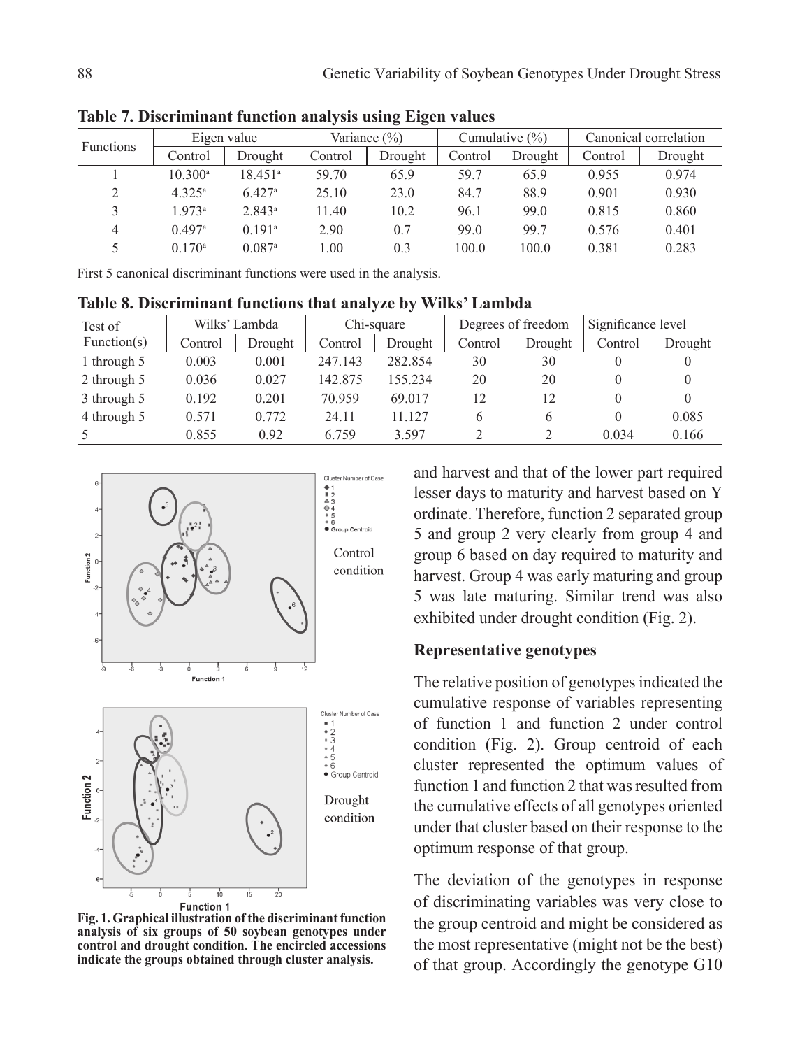**Table 7. Discriminant function analysis using Eigen values**

| Functions | Eigen value | | Variance (%) | | Cumulative (%) | | Canonical correlation | |
|---|---|---|---|---|---|---|---|---|
| | Control | Drought | Control | Drought | Control | Drought | Control | Drought |
| 1 | 10.300[a] | 18.451[a] | 59.70 | 65.9 | 59.7 | 65.9 | 0.955 | 0.974 |
| 2 | 4.325[a] | 6.427[a] | 25.10 | 23.0 | 84.7 | 88.9 | 0.901 | 0.930 |
| 3 | 1.973[a] | 2.843[a] | 11.40 | 10.2 | 96.1 | 99.0 | 0.815 | 0.860 |
| 4 | 0.497[a] | 0.191[a] | 2.90 | 0.7 | 99.0 | 99.7 | 0.576 | 0.401 |
| 5 | 0.170[a] | 0.087[a] | 1.00 | 0.3 | 100.0 | 100.0 | 0.381 | 0.283 |

First 5 canonical discriminant functions were used in the analysis.

**Table 8. Discriminant functions that analyze by Wilks' Lambda**

| Test of Function(s) | Wilks' Lambda | | Chi-square | | Degrees of freedom | | Significance level | |
|---|---|---|---|---|---|---|---|---|
| | Control | Drought | Control | Drought | Control | Drought | Control | Drought |
| 1 through 5 | 0.003 | 0.001 | 247.143 | 282.854 | 30 | 30 | 0 | 0 |
| 2 through 5 | 0.036 | 0.027 | 142.875 | 155.234 | 20 | 20 | 0 | 0 |
| 3 through 5 | 0.192 | 0.201 | 70.959 | 69.017 | 12 | 12 | 0 | 0 |
| 4 through 5 | 0.571 | 0.772 | 24.11 | 11.127 | 6 | 6 | 0 | 0.085 |
| 5 | 0.855 | 0.92 | 6.759 | 3.597 | 2 | 2 | 0.034 | 0.166 |

**Fig. 1. Graphical illustration of the discriminant function analysis of six groups of 50 soybean genotypes under control and drought condition. The encircled accessions indicate the groups obtained through cluster analysis.**

and harvest and that of the lower part required lesser days to maturity and harvest based on Y ordinate. Therefore, function 2 separated group 5 and group 2 very clearly from group 4 and group 6 based on day required to maturity and harvest. Group 4 was early maturing and group 5 was late maturing. Similar trend was also exhibited under drought condition (Fig. 2).

### Representative genotypes

The relative position of genotypes indicated the cumulative response of variables representing of function 1 and function 2 under control condition (Fig. 2). Group centroid of each cluster represented the optimum values of function 1 and function 2 that was resulted from the cumulative effects of all genotypes oriented under that cluster based on their response to the optimum response of that group.

The deviation of the genotypes in response of discriminating variables was very close to the group centroid and might be considered as the most representative (might not be the best) of that group. Accordingly the genotype G10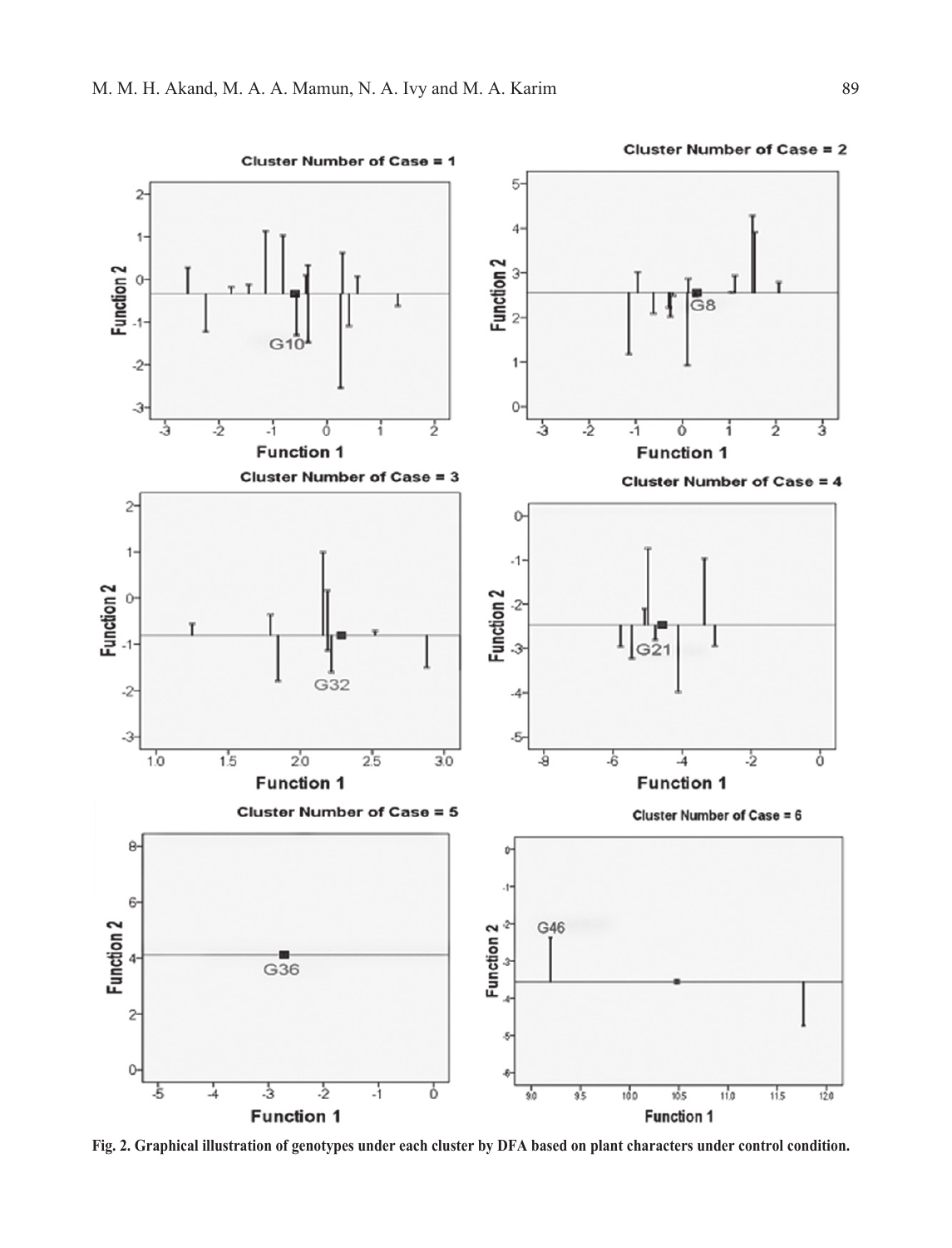**Fig. 2. Graphical illustration of genotypes under each cluster by DFA based on plant characters under control condition.**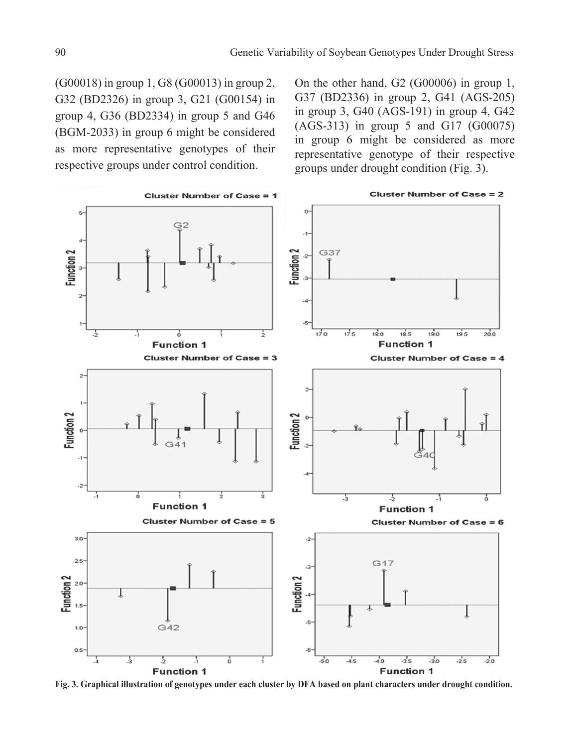(G00018) in group 1, G8 (G00013) in group 2, G32 (BD2326) in group 3, G21 (G00154) in group 4, G36 (BD2334) in group 5 and G46 (BGM-2033) in group 6 might be considered as more representative genotypes of their respective groups under control condition.

On the other hand, G2 (G00006) in group 1, G37 (BD2336) in group 2, G41 (AGS-205) in group 3, G40 (AGS-191) in group 4, G42 (AGS-313) in group 5 and G17 (G00075) in group 6 might be considered as more representative genotype of their respective groups under drought condition (Fig. 3).

**Fig. 3. Graphical illustration of genotypes under each cluster by DFA based on plant characters under drought condition.**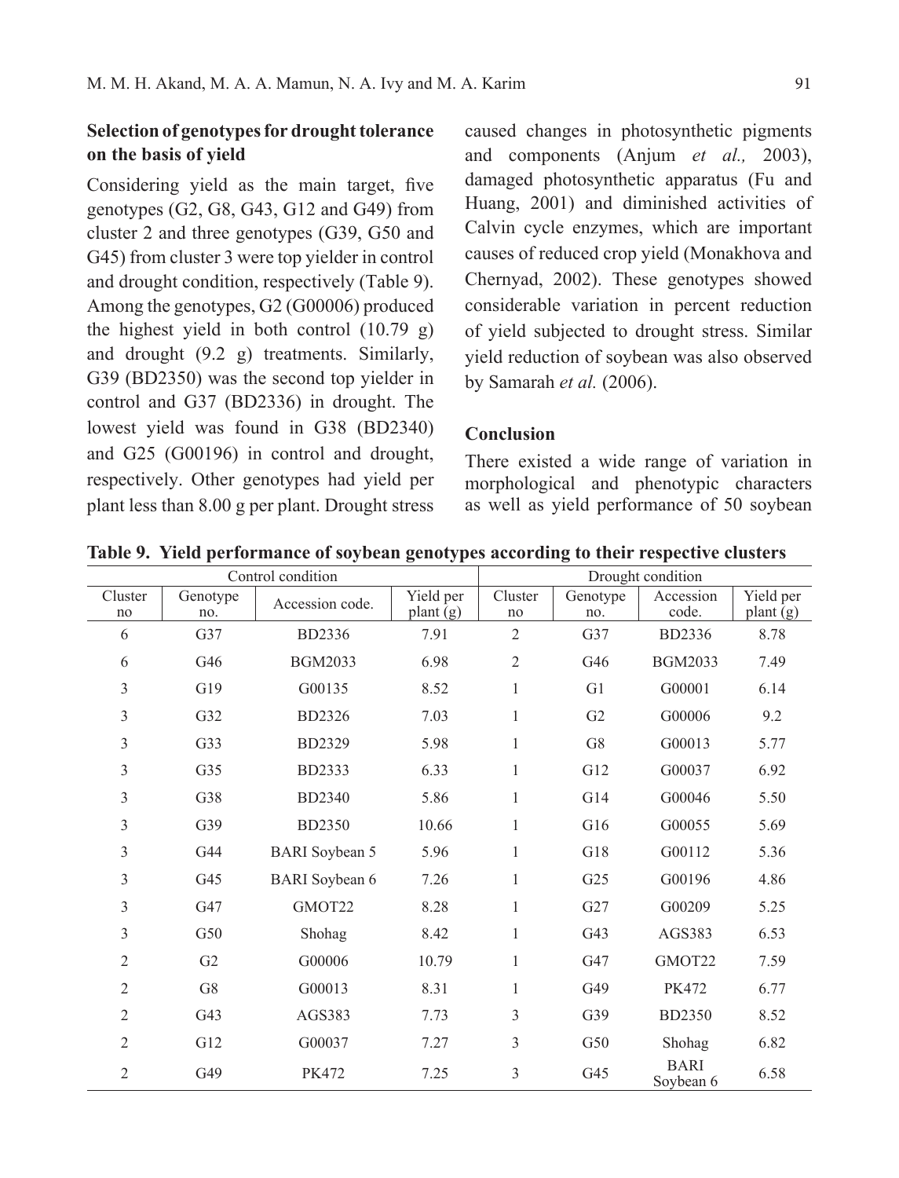### Selection of genotypes for drought tolerance on the basis of yield

Considering yield as the main target, five genotypes (G2, G8, G43, G12 and G49) from cluster 2 and three genotypes (G39, G50 and G45) from cluster 3 were top yielder in control and drought condition, respectively (Table 9). Among the genotypes, G2 (G00006) produced the highest yield in both control (10.79 g) and drought (9.2 g) treatments. Similarly, G39 (BD2350) was the second top yielder in control and G37 (BD2336) in drought. The lowest yield was found in G38 (BD2340) and G25 (G00196) in control and drought, respectively. Other genotypes had yield per plant less than 8.00 g per plant. Drought stress caused changes in photosynthetic pigments and components (Anjum *et al.,* 2003), damaged photosynthetic apparatus (Fu and Huang, 2001) and diminished activities of Calvin cycle enzymes, which are important causes of reduced crop yield (Monakhova and Chernyad, 2002). These genotypes showed considerable variation in percent reduction of yield subjected to drought stress. Similar yield reduction of soybean was also observed by Samarah *et al.* (2006).

### Conclusion

There existed a wide range of variation in morphological and phenotypic characters as well as yield performance of 50 soybean

**Table 9. Yield performance of soybean genotypes according to their respective clusters**

| Control condition | | | | Drought condition | | | |
|---|---|---|---|---|---|---|---|
| Cluster no | Genotype no. | Accession code. | Yield per plant (g) | Cluster no | Genotype no. | Accession code. | Yield per plant (g) |
| 6 | G37 | BD2336 | 7.91 | 2 | G37 | BD2336 | 8.78 |
| 6 | G46 | BGM2033 | 6.98 | 2 | G46 | BGM2033 | 7.49 |
| 3 | G19 | G00135 | 8.52 | 1 | G1 | G00001 | 6.14 |
| 3 | G32 | BD2326 | 7.03 | 1 | G2 | G00006 | 9.2 |
| 3 | G33 | BD2329 | 5.98 | 1 | G8 | G00013 | 5.77 |
| 3 | G35 | BD2333 | 6.33 | 1 | G12 | G00037 | 6.92 |
| 3 | G38 | BD2340 | 5.86 | 1 | G14 | G00046 | 5.50 |
| 3 | G39 | BD2350 | 10.66 | 1 | G16 | G00055 | 5.69 |
| 3 | G44 | BARI Soybean 5 | 5.96 | 1 | G18 | G00112 | 5.36 |
| 3 | G45 | BARI Soybean 6 | 7.26 | 1 | G25 | G00196 | 4.86 |
| 3 | G47 | GMOT22 | 8.28 | 1 | G27 | G00209 | 5.25 |
| 3 | G50 | Shohag | 8.42 | 1 | G43 | AGS383 | 6.53 |
| 2 | G2 | G00006 | 10.79 | 1 | G47 | GMOT22 | 7.59 |
| 2 | G8 | G00013 | 8.31 | 1 | G49 | PK472 | 6.77 |
| 2 | G43 | AGS383 | 7.73 | 3 | G39 | BD2350 | 8.52 |
| 2 | G12 | G00037 | 7.27 | 3 | G50 | Shohag | 6.82 |
| 2 | G49 | PK472 | 7.25 | 3 | G45 | BARI Soybean 6 | 6.58 |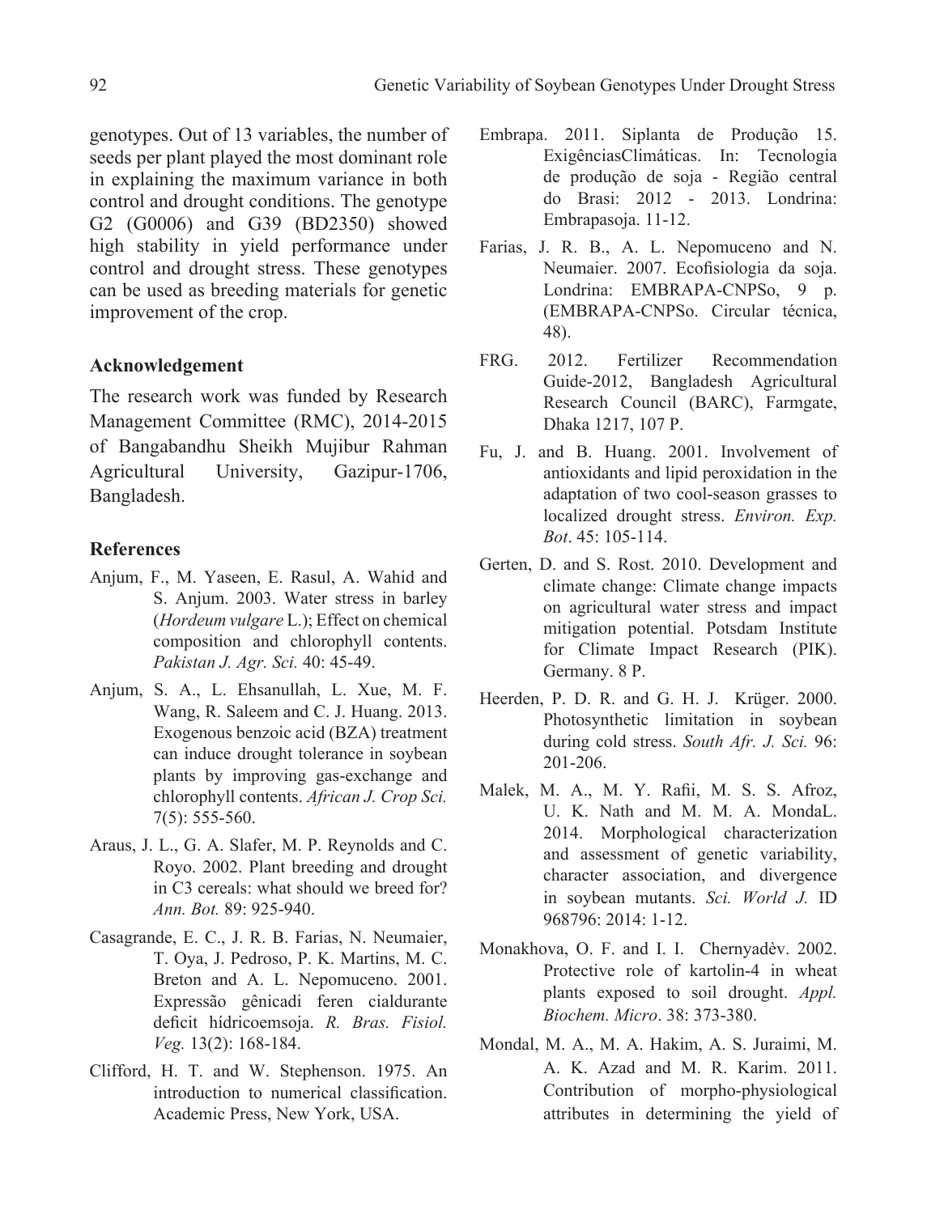genotypes. Out of 13 variables, the number of seeds per plant played the most dominant role in explaining the maximum variance in both control and drought conditions. The genotype G2 (G0006) and G39 (BD2350) showed high stability in yield performance under control and drought stress. These genotypes can be used as breeding materials for genetic improvement of the crop.

## Acknowledgement

The research work was funded by Research Management Committee (RMC), 2014-2015 of Bangabandhu Sheikh Mujibur Rahman Agricultural University, Gazipur-1706, Bangladesh.

## References

Anjum, F., M. Yaseen, E. Rasul, A. Wahid and S. Anjum. 2003. Water stress in barley (*Hordeum vulgare* L.); Effect on chemical composition and chlorophyll contents. *Pakistan J. Agr. Sci.* 40: 45-49.

Anjum, S. A., L. Ehsanullah, L. Xue, M. F. Wang, R. Saleem and C. J. Huang. 2013. Exogenous benzoic acid (BZA) treatment can induce drought tolerance in soybean plants by improving gas-exchange and chlorophyll contents. *African J. Crop Sci.* 7(5): 555-560.

Araus, J. L., G. A. Slafer, M. P. Reynolds and C. Royo. 2002. Plant breeding and drought in C3 cereals: what should we breed for? *Ann. Bot.* 89: 925-940.

Casagrande, E. C., J. R. B. Farias, N. Neumaier, T. Oya, J. Pedroso, P. K. Martins, M. C. Breton and A. L. Nepomuceno. 2001. Expressão gênicadi feren cialdurante deficit hídricoemsoja. *R. Bras. Fisiol. Veg.* 13(2): 168-184.

Clifford, H. T. and W. Stephenson. 1975. An introduction to numerical classification. Academic Press, New York, USA.

Embrapa. 2011. Siplanta de Produção 15. ExigênciasClimáticas. In: Tecnologia de produção de soja - Região central do Brasi: 2012 - 2013. Londrina: Embrapasoja. 11-12.

Farias, J. R. B., A. L. Nepomuceno and N. Neumaier. 2007. Ecofisiologia da soja. Londrina: EMBRAPA-CNPSo, 9 p. (EMBRAPA-CNPSo. Circular técnica, 48).

FRG. 2012. Fertilizer Recommendation Guide-2012, Bangladesh Agricultural Research Council (BARC), Farmgate, Dhaka 1217, 107 P.

Fu, J. and B. Huang. 2001. Involvement of antioxidants and lipid peroxidation in the adaptation of two cool-season grasses to localized drought stress. *Environ. Exp. Bot*. 45: 105-114.

Gerten, D. and S. Rost. 2010. Development and climate change: Climate change impacts on agricultural water stress and impact mitigation potential. Potsdam Institute for Climate Impact Research (PIK). Germany. 8 P.

Heerden, P. D. R. and G. H. J. Krüger. 2000. Photosynthetic limitation in soybean during cold stress. *South Afr. J. Sci.* 96: 201-206.

Malek, M. A., M. Y. Rafii, M. S. S. Afroz, U. K. Nath and M. M. A. MondaL. 2014. Morphological characterization and assessment of genetic variability, character association, and divergence in soybean mutants. *Sci. World J.* ID 968796: 2014: 1-12.

Monakhova, O. F. and I. I. Chernyadèv. 2002. Protective role of kartolin-4 in wheat plants exposed to soil drought. *Appl. Biochem. Micro*. 38: 373-380.

Mondal, M. A., M. A. Hakim, A. S. Juraimi, M. A. K. Azad and M. R. Karim. 2011. Contribution of morpho-physiological attributes in determining the yield of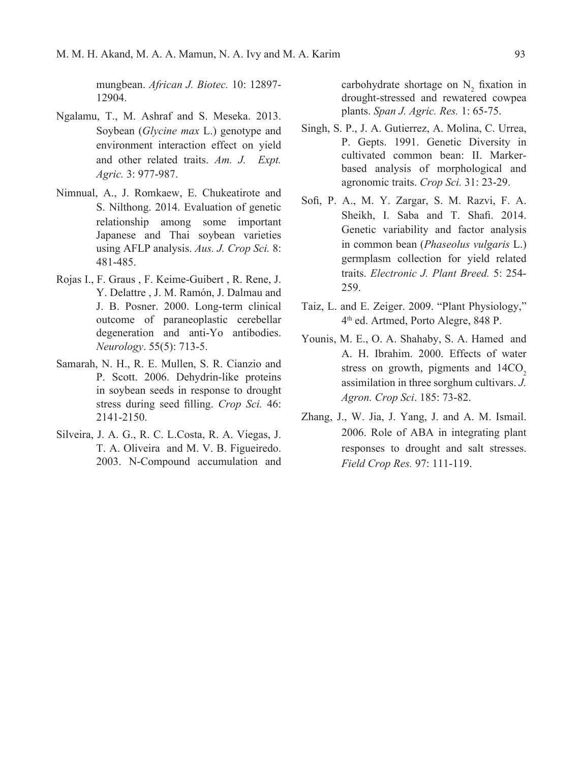mungbean. *African J. Biotec.* 10: 12897-12904.

Ngalamu, T., M. Ashraf and S. Meseka. 2013. Soybean (*Glycine max* L.) genotype and environment interaction effect on yield and other related traits. *Am. J. Expt. Agric.* 3: 977-987.

Nimnual, A., J. Romkaew, E. Chukeatirote and S. Nilthong. 2014. Evaluation of genetic relationship among some important Japanese and Thai soybean varieties using AFLP analysis. *Aus. J. Crop Sci.* 8: 481-485.

Rojas I., F. Graus , F. Keime-Guibert , R. Rene, J. Y. Delattre , J. M. Ramón, J. Dalmau and J. B. Posner. 2000. Long-term clinical outcome of paraneoplastic cerebellar degeneration and anti-Yo antibodies. *Neurology*. 55(5): 713-5.

Samarah, N. H., R. E. Mullen, S. R. Cianzio and P. Scott. 2006. Dehydrin-like proteins in soybean seeds in response to drought stress during seed filling. *Crop Sci.* 46: 2141-2150.

Silveira, J. A. G., R. C. L.Costa, R. A. Viegas, J. T. A. Oliveira and M. V. B. Figueiredo. 2003. N-Compound accumulation and carbohydrate shortage on $N_2$ fixation in drought-stressed and rewatered cowpea plants. *Span J. Agric. Res.* 1: 65-75.

Singh, S. P., J. A. Gutierrez, A. Molina, C. Urrea, P. Gepts. 1991. Genetic Diversity in cultivated common bean: II. Marker-based analysis of morphological and agronomic traits. *Crop Sci.* 31: 23-29.

Sofi, P. A., M. Y. Zargar, S. M. Razvi, F. A. Sheikh, I. Saba and T. Shafi. 2014. Genetic variability and factor analysis in common bean (*Phaseolus vulgaris* L.) germplasm collection for yield related traits. *Electronic J. Plant Breed.* 5: 254-259.

Taiz, L. and E. Zeiger. 2009. "Plant Physiology," 4th ed. Artmed, Porto Alegre, 848 P.

Younis, M. E., O. A. Shahaby, S. A. Hamed and A. H. Ibrahim. 2000. Effects of water stress on growth, pigments and $14CO_2$ assimilation in three sorghum cultivars. *J. Agron. Crop Sci*. 185: 73-82.

Zhang, J., W. Jia, J. Yang, J. and A. M. Ismail. 2006. Role of ABA in integrating plant responses to drought and salt stresses. *Field Crop Res.* 97: 111-119.